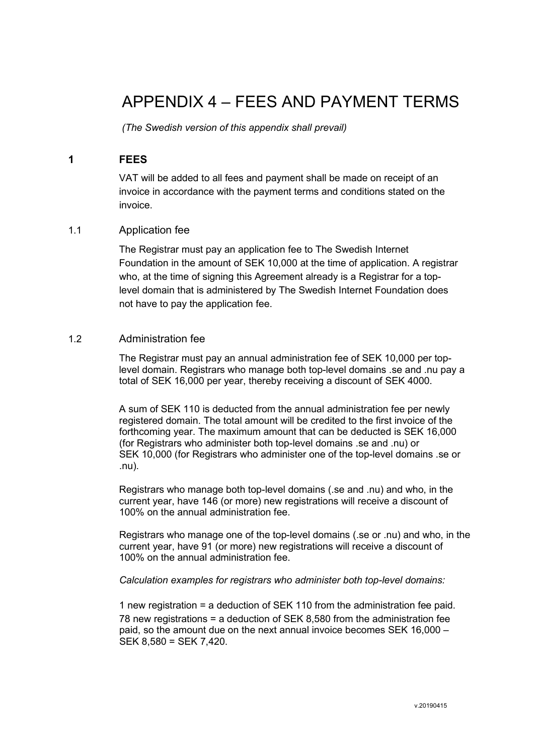# APPENDIX 4 – FEES AND PAYMENT TERMS

*(The Swedish version of this appendix shall prevail)*

## 1 FEES

VAT will be added to all fees and payment shall be made on receipt of an invoice in accordance with the payment terms and conditions stated on the invoice.

### 1.1 Application fee

The Registrar must pay an application fee to The Swedish Internet Foundation in the amount of SEK 10,000 at the time of application. A registrar who, at the time of signing this Agreement already is a Registrar for a top-level domain that is administered by The Swedish Internet Foundation does not have to pay the application fee.

### 1.2 Administration fee

The Registrar must pay an annual administration fee of SEK 10,000 per top-level domain. Registrars who manage both top-level domains .se and .nu pay a total of SEK 16,000 per year, thereby receiving a discount of SEK 4000.

A sum of SEK 110 is deducted from the annual administration fee per newly registered domain. The total amount will be credited to the first invoice of the forthcoming year. The maximum amount that can be deducted is SEK 16,000 (for Registrars who administer both top-level domains .se and .nu) or SEK 10,000 (for Registrars who administer one of the top-level domains .se or .nu).

Registrars who manage both top-level domains (.se and .nu) and who, in the current year, have 146 (or more) new registrations will receive a discount of 100% on the annual administration fee.

Registrars who manage one of the top-level domains (.se or .nu) and who, in the current year, have 91 (or more) new registrations will receive a discount of 100% on the annual administration fee.

*Calculation examples for registrars who administer both top-level domains:*

1 new registration = a deduction of SEK 110 from the administration fee paid.
78 new registrations = a deduction of SEK 8,580 from the administration fee paid, so the amount due on the next annual invoice becomes SEK 16,000 – SEK 8,580 = SEK 7,420.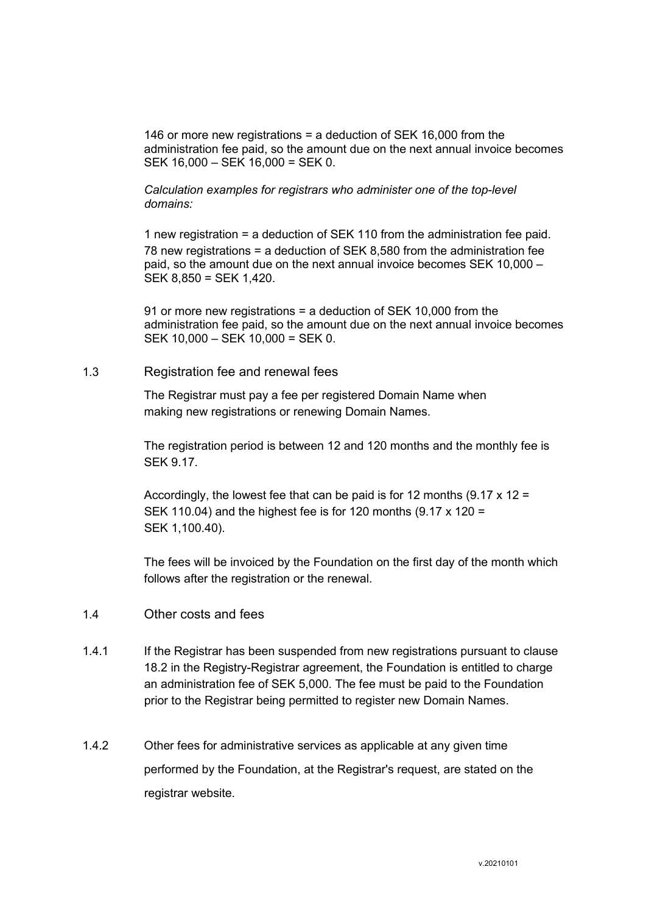146 or more new registrations = a deduction of SEK 16,000 from the administration fee paid, so the amount due on the next annual invoice becomes SEK 16,000 – SEK 16,000 = SEK 0.

*Calculation examples for registrars who administer one of the top-level domains:*

1 new registration = a deduction of SEK 110 from the administration fee paid.
78 new registrations = a deduction of SEK 8,580 from the administration fee paid, so the amount due on the next annual invoice becomes SEK 10,000 – SEK 8,850 = SEK 1,420.

91 or more new registrations = a deduction of SEK 10,000 from the administration fee paid, so the amount due on the next annual invoice becomes SEK 10,000 – SEK 10,000 = SEK 0.

## 1.3 Registration fee and renewal fees

The Registrar must pay a fee per registered Domain Name when making new registrations or renewing Domain Names.

The registration period is between 12 and 120 months and the monthly fee is SEK 9.17.

Accordingly, the lowest fee that can be paid is for 12 months (9.17 x 12 = SEK 110.04) and the highest fee is for 120 months (9.17 x 120 = SEK 1,100.40).

The fees will be invoiced by the Foundation on the first day of the month which follows after the registration or the renewal.

## 1.4 Other costs and fees

1.4.1 If the Registrar has been suspended from new registrations pursuant to clause 18.2 in the Registry-Registrar agreement, the Foundation is entitled to charge an administration fee of SEK 5,000. The fee must be paid to the Foundation prior to the Registrar being permitted to register new Domain Names.

1.4.2 Other fees for administrative services as applicable at any given time performed by the Foundation, at the Registrar's request, are stated on the registrar website.